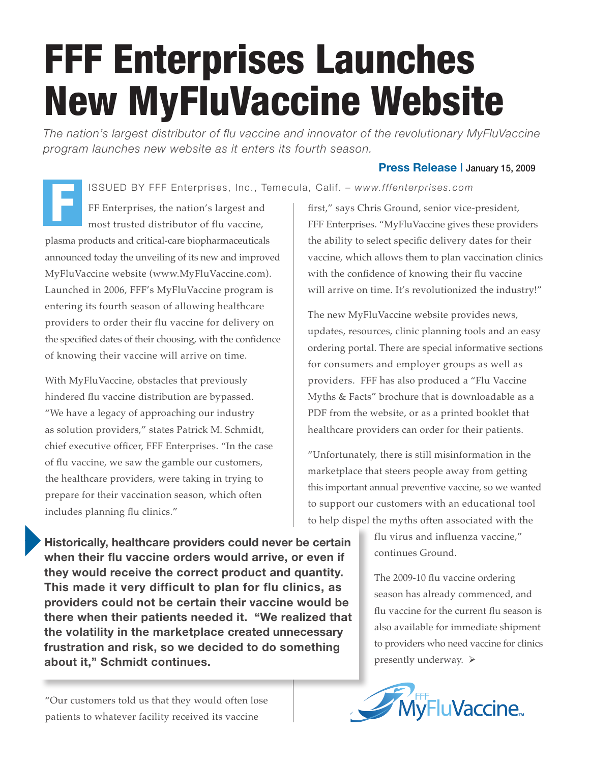# FFF Enterprises Launches New MyFluVaccine Website

*The nation's largest distributor of flu vaccine and innovator of the revolutionary MyFluVaccine program launches new website as it enters its fourth season.*

**Press Release** | January 15, 2009

ISSUED BY FFF Enterprises, Inc., Temecula, Calif. – *www.fffenterprises.com*

FFF Enterprises, the nation's largest and most trusted distributor of flu vaccine, plasma products and critical-care biopharmaceuticals announced today the unveiling of its new and improved MyFluVaccine website (www.MyFluVaccine.com). Launched in 2006, FFF's MyFluVaccine program is entering its fourth season of allowing healthcare providers to order their flu vaccine for delivery on the specified dates of their choosing, with the confidence of knowing their vaccine will arrive on time.

With MyFluVaccine, obstacles that previously hindered flu vaccine distribution are bypassed. "We have a legacy of approaching our industry as solution providers," states Patrick M. Schmidt, chief executive officer, FFF Enterprises. "In the case of flu vaccine, we saw the gamble our customers, the healthcare providers, were taking in trying to prepare for their vaccination season, which often includes planning flu clinics."

**Historically, healthcare providers could never be certain when their flu vaccine orders would arrive, or even if they would receive the correct product and quantity. This made it very difficult to plan for flu clinics, as providers could not be certain their vaccine would be there when their patients needed it. "We realized that the volatility in the marketplace created unnecessary frustration and risk, so we decided to do something about it," Schmidt continues.**

"Our customers told us that they would often lose patients to whatever facility received its vaccine first," says Chris Ground, senior vice-president, FFF Enterprises. "MyFluVaccine gives these providers the ability to select specific delivery dates for their vaccine, which allows them to plan vaccination clinics with the confidence of knowing their flu vaccine will arrive on time. It's revolutionized the industry!"

The new MyFluVaccine website provides news, updates, resources, clinic planning tools and an easy ordering portal. There are special informative sections for consumers and employer groups as well as providers. FFF has also produced a "Flu Vaccine Myths & Facts" brochure that is downloadable as a PDF from the website, or as a printed booklet that healthcare providers can order for their patients.

"Unfortunately, there is still misinformation in the marketplace that steers people away from getting this important annual preventive vaccine, so we wanted to support our customers with an educational tool to help dispel the myths often associated with the flu virus and influenza vaccine," continues Ground.

The 2009-10 flu vaccine ordering season has already commenced, and flu vaccine for the current flu season is also available for immediate shipment to providers who need vaccine for clinics presently underway. ➢

FFF MyFluVaccine™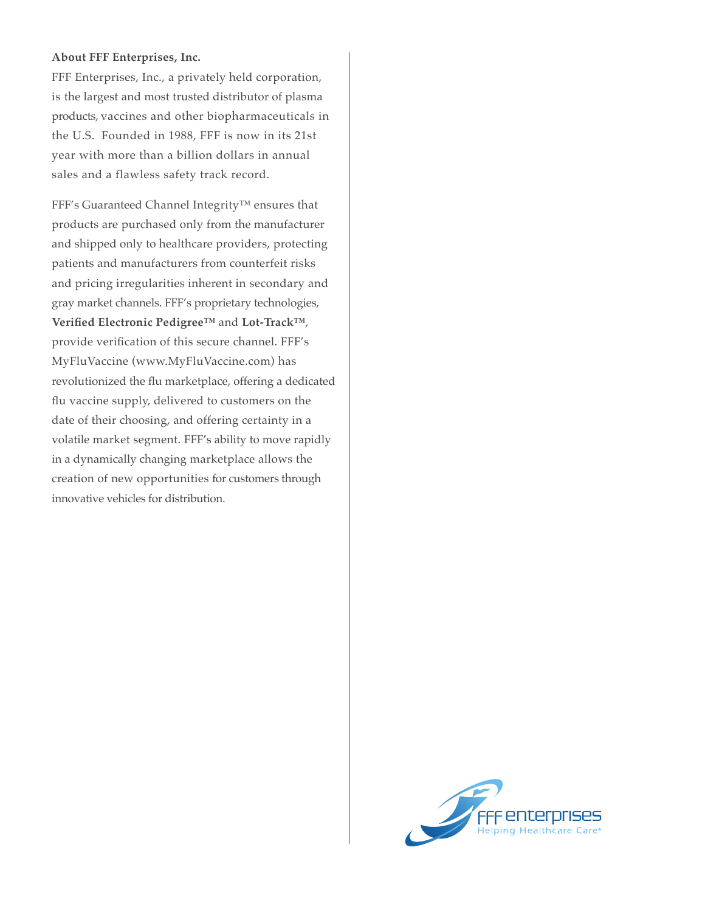**About FFF Enterprises, Inc.**

FFF Enterprises, Inc., a privately held corporation, is the largest and most trusted distributor of plasma products, vaccines and other biopharmaceuticals in the U.S. Founded in 1988, FFF is now in its 21st year with more than a billion dollars in annual sales and a flawless safety track record.

FFF's Guaranteed Channel Integrity™ ensures that products are purchased only from the manufacturer and shipped only to healthcare providers, protecting patients and manufacturers from counterfeit risks and pricing irregularities inherent in secondary and gray market channels. FFF's proprietary technologies, **Verified Electronic Pedigree™** and **Lot-Track™**, provide verification of this secure channel. FFF's MyFluVaccine (www.MyFluVaccine.com) has revolutionized the flu marketplace, offering a dedicated flu vaccine supply, delivered to customers on the date of their choosing, and offering certainty in a volatile market segment. FFF's ability to move rapidly in a dynamically changing marketplace allows the creation of new opportunities for customers through innovative vehicles for distribution.

FFF enterprises
Helping Healthcare Care®